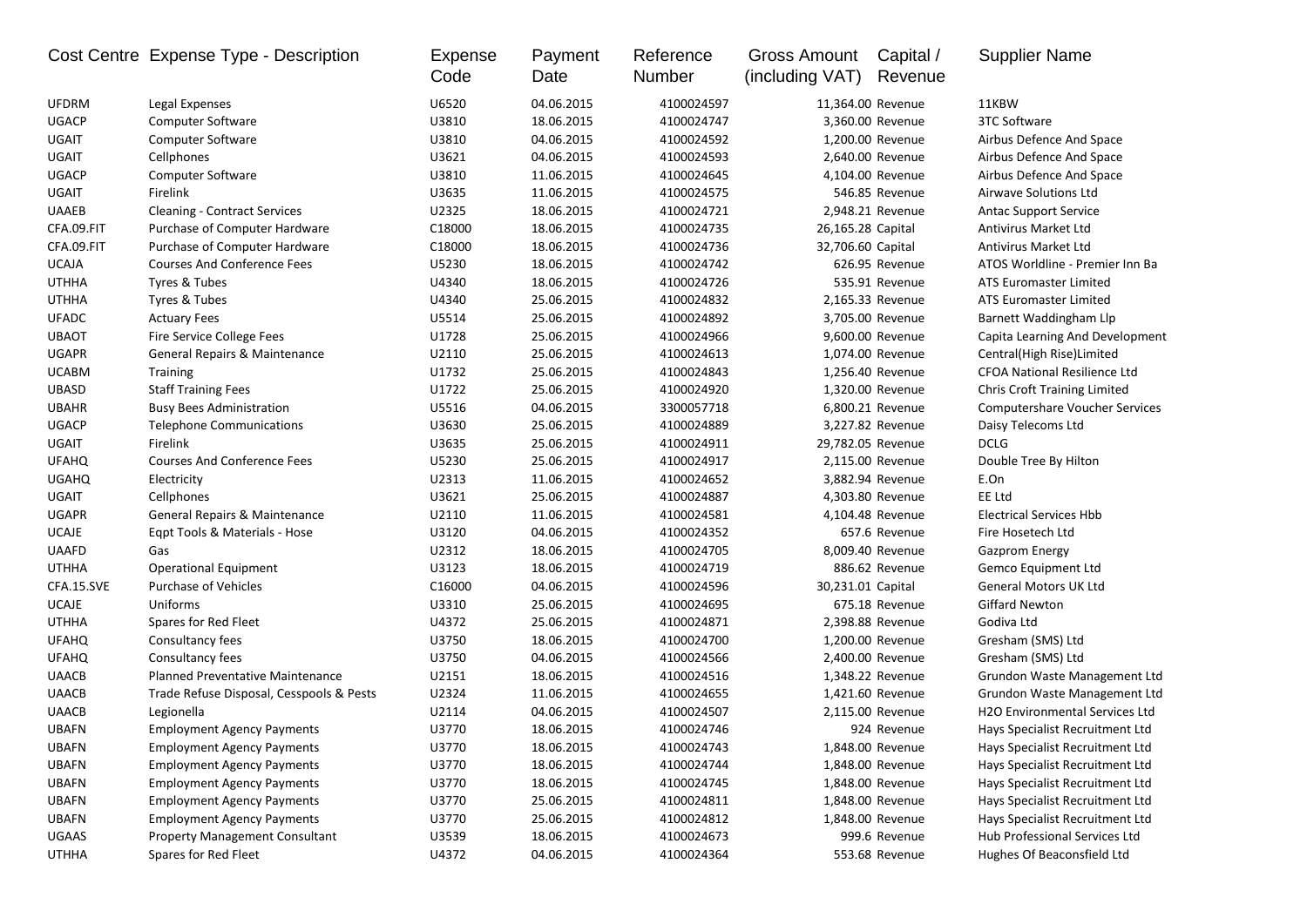| Cost Centre | Expense Type - Description | Expense Code | Payment Date | Reference Number | Gross Amount (including VAT) | Capital / Revenue | Supplier Name |
|---|---|---|---|---|---|---|---|
| UFDRM | Legal Expenses | U6520 | 04.06.2015 | 4100024597 | 11,364.00 | Revenue | 11KBW |
| UGACP | Computer Software | U3810 | 18.06.2015 | 4100024747 | 3,360.00 | Revenue | 3TC Software |
| UGAIT | Computer Software | U3810 | 04.06.2015 | 4100024592 | 1,200.00 | Revenue | Airbus Defence And Space |
| UGAIT | Cellphones | U3621 | 04.06.2015 | 4100024593 | 2,640.00 | Revenue | Airbus Defence And Space |
| UGACP | Computer Software | U3810 | 11.06.2015 | 4100024645 | 4,104.00 | Revenue | Airbus Defence And Space |
| UGAIT | Firelink | U3635 | 11.06.2015 | 4100024575 | 546.85 | Revenue | Airwave Solutions Ltd |
| UAAEB | Cleaning - Contract Services | U2325 | 18.06.2015 | 4100024721 | 2,948.21 | Revenue | Antac Support Service |
| CFA.09.FIT | Purchase of Computer Hardware | C18000 | 18.06.2015 | 4100024735 | 26,165.28 | Capital | Antivirus Market Ltd |
| CFA.09.FIT | Purchase of Computer Hardware | C18000 | 18.06.2015 | 4100024736 | 32,706.60 | Capital | Antivirus Market Ltd |
| UCAJA | Courses And Conference Fees | U5230 | 18.06.2015 | 4100024742 | 626.95 | Revenue | ATOS Worldline - Premier Inn Ba |
| UTHHA | Tyres & Tubes | U4340 | 18.06.2015 | 4100024726 | 535.91 | Revenue | ATS Euromaster Limited |
| UTHHA | Tyres & Tubes | U4340 | 25.06.2015 | 4100024832 | 2,165.33 | Revenue | ATS Euromaster Limited |
| UFADC | Actuary Fees | U5514 | 25.06.2015 | 4100024892 | 3,705.00 | Revenue | Barnett Waddingham Llp |
| UBAOT | Fire Service College Fees | U1728 | 25.06.2015 | 4100024966 | 9,600.00 | Revenue | Capita Learning And Development |
| UGAPR | General Repairs & Maintenance | U2110 | 25.06.2015 | 4100024613 | 1,074.00 | Revenue | Central(High Rise)Limited |
| UCABM | Training | U1732 | 25.06.2015 | 4100024843 | 1,256.40 | Revenue | CFOA National Resilience Ltd |
| UBASD | Staff Training Fees | U1722 | 25.06.2015 | 4100024920 | 1,320.00 | Revenue | Chris Croft Training Limited |
| UBAHR | Busy Bees Administration | U5516 | 04.06.2015 | 3300057718 | 6,800.21 | Revenue | Computershare Voucher Services |
| UGACP | Telephone Communications | U3630 | 25.06.2015 | 4100024889 | 3,227.82 | Revenue | Daisy Telecoms Ltd |
| UGAIT | Firelink | U3635 | 25.06.2015 | 4100024911 | 29,782.05 | Revenue | DCLG |
| UFAHQ | Courses And Conference Fees | U5230 | 25.06.2015 | 4100024917 | 2,115.00 | Revenue | Double Tree By Hilton |
| UGAHQ | Electricity | U2313 | 11.06.2015 | 4100024652 | 3,882.94 | Revenue | E.On |
| UGAIT | Cellphones | U3621 | 25.06.2015 | 4100024887 | 4,303.80 | Revenue | EE Ltd |
| UGAPR | General Repairs & Maintenance | U2110 | 11.06.2015 | 4100024581 | 4,104.48 | Revenue | Electrical Services Hbb |
| UCAJE | Eqpt Tools & Materials - Hose | U3120 | 04.06.2015 | 4100024352 | 657.6 | Revenue | Fire Hosetech Ltd |
| UAAFD | Gas | U2312 | 18.06.2015 | 4100024705 | 8,009.40 | Revenue | Gazprom Energy |
| UTHHA | Operational Equipment | U3123 | 18.06.2015 | 4100024719 | 886.62 | Revenue | Gemco Equipment Ltd |
| CFA.15.SVE | Purchase of Vehicles | C16000 | 04.06.2015 | 4100024596 | 30,231.01 | Capital | General Motors UK Ltd |
| UCAJE | Uniforms | U3310 | 25.06.2015 | 4100024695 | 675.18 | Revenue | Giffard Newton |
| UTHHA | Spares for Red Fleet | U4372 | 25.06.2015 | 4100024871 | 2,398.88 | Revenue | Godiva Ltd |
| UFAHQ | Consultancy fees | U3750 | 18.06.2015 | 4100024700 | 1,200.00 | Revenue | Gresham (SMS) Ltd |
| UFAHQ | Consultancy fees | U3750 | 04.06.2015 | 4100024566 | 2,400.00 | Revenue | Gresham (SMS) Ltd |
| UAACB | Planned Preventative Maintenance | U2151 | 18.06.2015 | 4100024516 | 1,348.22 | Revenue | Grundon Waste Management Ltd |
| UAACB | Trade Refuse Disposal, Cesspools & Pests | U2324 | 11.06.2015 | 4100024655 | 1,421.60 | Revenue | Grundon Waste Management Ltd |
| UAACB | Legionella | U2114 | 04.06.2015 | 4100024507 | 2,115.00 | Revenue | H2O Environmental Services Ltd |
| UBAFN | Employment Agency Payments | U3770 | 18.06.2015 | 4100024746 | 924 | Revenue | Hays Specialist Recruitment Ltd |
| UBAFN | Employment Agency Payments | U3770 | 18.06.2015 | 4100024743 | 1,848.00 | Revenue | Hays Specialist Recruitment Ltd |
| UBAFN | Employment Agency Payments | U3770 | 18.06.2015 | 4100024744 | 1,848.00 | Revenue | Hays Specialist Recruitment Ltd |
| UBAFN | Employment Agency Payments | U3770 | 18.06.2015 | 4100024745 | 1,848.00 | Revenue | Hays Specialist Recruitment Ltd |
| UBAFN | Employment Agency Payments | U3770 | 25.06.2015 | 4100024811 | 1,848.00 | Revenue | Hays Specialist Recruitment Ltd |
| UBAFN | Employment Agency Payments | U3770 | 25.06.2015 | 4100024812 | 1,848.00 | Revenue | Hays Specialist Recruitment Ltd |
| UGAAS | Property Management Consultant | U3539 | 18.06.2015 | 4100024673 | 999.6 | Revenue | Hub Professional Services Ltd |
| UTHHA | Spares for Red Fleet | U4372 | 04.06.2015 | 4100024364 | 553.68 | Revenue | Hughes Of Beaconsfield Ltd |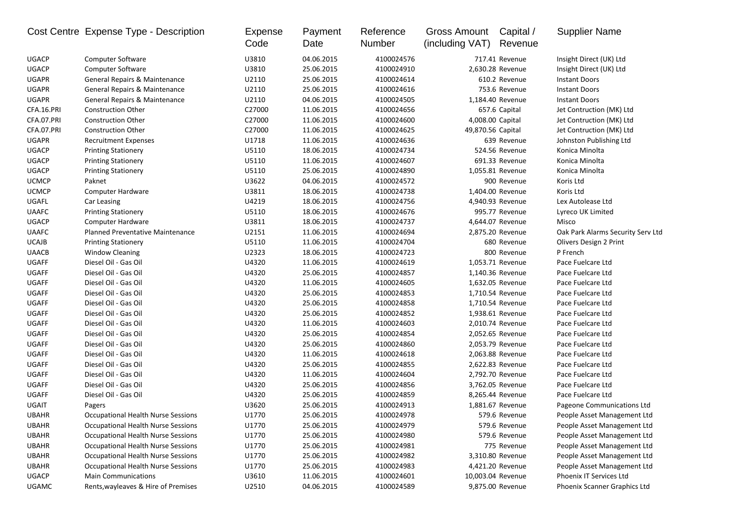| Cost Centre | Expense Type - Description | Expense Code | Payment Date | Reference Number | Gross Amount (including VAT) | Capital / Revenue | Supplier Name |
|---|---|---|---|---|---|---|---|
| UGACP | Computer Software | U3810 | 04.06.2015 | 4100024576 | 717.41 | Revenue | Insight Direct (UK) Ltd |
| UGACP | Computer Software | U3810 | 25.06.2015 | 4100024910 | 2,630.28 | Revenue | Insight Direct (UK) Ltd |
| UGAPR | General Repairs & Maintenance | U2110 | 25.06.2015 | 4100024614 | 610.2 | Revenue | Instant Doors |
| UGAPR | General Repairs & Maintenance | U2110 | 25.06.2015 | 4100024616 | 753.6 | Revenue | Instant Doors |
| UGAPR | General Repairs & Maintenance | U2110 | 04.06.2015 | 4100024505 | 1,184.40 | Revenue | Instant Doors |
| CFA.16.PRI | Construction Other | C27000 | 11.06.2015 | 4100024656 | 657.6 | Capital | Jet Contruction (MK) Ltd |
| CFA.07.PRI | Construction Other | C27000 | 11.06.2015 | 4100024600 | 4,008.00 | Capital | Jet Contruction (MK) Ltd |
| CFA.07.PRI | Construction Other | C27000 | 11.06.2015 | 4100024625 | 49,870.56 | Capital | Jet Contruction (MK) Ltd |
| UGAPR | Recruitment Expenses | U1718 | 11.06.2015 | 4100024636 | 639 | Revenue | Johnston Publishing Ltd |
| UGACP | Printing Stationery | U5110 | 18.06.2015 | 4100024734 | 524.56 | Revenue | Konica Minolta |
| UGACP | Printing Stationery | U5110 | 11.06.2015 | 4100024607 | 691.33 | Revenue | Konica Minolta |
| UGACP | Printing Stationery | U5110 | 25.06.2015 | 4100024890 | 1,055.81 | Revenue | Konica Minolta |
| UCMCP | Paknet | U3622 | 04.06.2015 | 4100024572 | 900 | Revenue | Koris Ltd |
| UCMCP | Computer Hardware | U3811 | 18.06.2015 | 4100024738 | 1,404.00 | Revenue | Koris Ltd |
| UGAFL | Car Leasing | U4219 | 18.06.2015 | 4100024756 | 4,940.93 | Revenue | Lex Autolease Ltd |
| UAAFC | Printing Stationery | U5110 | 18.06.2015 | 4100024676 | 995.77 | Revenue | Lyreco UK Limited |
| UGACP | Computer Hardware | U3811 | 18.06.2015 | 4100024737 | 4,644.07 | Revenue | Misco |
| UAAFC | Planned Preventative Maintenance | U2151 | 11.06.2015 | 4100024694 | 2,875.20 | Revenue | Oak Park Alarms Security Serv Ltd |
| UCAJB | Printing Stationery | U5110 | 11.06.2015 | 4100024704 | 680 | Revenue | Olivers Design 2 Print |
| UAACB | Window Cleaning | U2323 | 18.06.2015 | 4100024723 | 800 | Revenue | P French |
| UGAFF | Diesel Oil - Gas Oil | U4320 | 11.06.2015 | 4100024619 | 1,053.71 | Revenue | Pace Fuelcare Ltd |
| UGAFF | Diesel Oil - Gas Oil | U4320 | 25.06.2015 | 4100024857 | 1,140.36 | Revenue | Pace Fuelcare Ltd |
| UGAFF | Diesel Oil - Gas Oil | U4320 | 11.06.2015 | 4100024605 | 1,632.05 | Revenue | Pace Fuelcare Ltd |
| UGAFF | Diesel Oil - Gas Oil | U4320 | 25.06.2015 | 4100024853 | 1,710.54 | Revenue | Pace Fuelcare Ltd |
| UGAFF | Diesel Oil - Gas Oil | U4320 | 25.06.2015 | 4100024858 | 1,710.54 | Revenue | Pace Fuelcare Ltd |
| UGAFF | Diesel Oil - Gas Oil | U4320 | 25.06.2015 | 4100024852 | 1,938.61 | Revenue | Pace Fuelcare Ltd |
| UGAFF | Diesel Oil - Gas Oil | U4320 | 11.06.2015 | 4100024603 | 2,010.74 | Revenue | Pace Fuelcare Ltd |
| UGAFF | Diesel Oil - Gas Oil | U4320 | 25.06.2015 | 4100024854 | 2,052.65 | Revenue | Pace Fuelcare Ltd |
| UGAFF | Diesel Oil - Gas Oil | U4320 | 25.06.2015 | 4100024860 | 2,053.79 | Revenue | Pace Fuelcare Ltd |
| UGAFF | Diesel Oil - Gas Oil | U4320 | 11.06.2015 | 4100024618 | 2,063.88 | Revenue | Pace Fuelcare Ltd |
| UGAFF | Diesel Oil - Gas Oil | U4320 | 25.06.2015 | 4100024855 | 2,622.83 | Revenue | Pace Fuelcare Ltd |
| UGAFF | Diesel Oil - Gas Oil | U4320 | 11.06.2015 | 4100024604 | 2,792.70 | Revenue | Pace Fuelcare Ltd |
| UGAFF | Diesel Oil - Gas Oil | U4320 | 25.06.2015 | 4100024856 | 3,762.05 | Revenue | Pace Fuelcare Ltd |
| UGAFF | Diesel Oil - Gas Oil | U4320 | 25.06.2015 | 4100024859 | 8,265.44 | Revenue | Pace Fuelcare Ltd |
| UGAIT | Pagers | U3620 | 25.06.2015 | 4100024913 | 1,881.67 | Revenue | Pageone Communications Ltd |
| UBAHR | Occupational Health Nurse Sessions | U1770 | 25.06.2015 | 4100024978 | 579.6 | Revenue | People Asset Management Ltd |
| UBAHR | Occupational Health Nurse Sessions | U1770 | 25.06.2015 | 4100024979 | 579.6 | Revenue | People Asset Management Ltd |
| UBAHR | Occupational Health Nurse Sessions | U1770 | 25.06.2015 | 4100024980 | 579.6 | Revenue | People Asset Management Ltd |
| UBAHR | Occupational Health Nurse Sessions | U1770 | 25.06.2015 | 4100024981 | 775 | Revenue | People Asset Management Ltd |
| UBAHR | Occupational Health Nurse Sessions | U1770 | 25.06.2015 | 4100024982 | 3,310.80 | Revenue | People Asset Management Ltd |
| UBAHR | Occupational Health Nurse Sessions | U1770 | 25.06.2015 | 4100024983 | 4,421.20 | Revenue | People Asset Management Ltd |
| UGACP | Main Communications | U3610 | 11.06.2015 | 4100024601 | 10,003.04 | Revenue | Phoenix IT Services Ltd |
| UGAMC | Rents,wayleaves & Hire of Premises | U2510 | 04.06.2015 | 4100024589 | 9,875.00 | Revenue | Phoenix Scanner Graphics Ltd |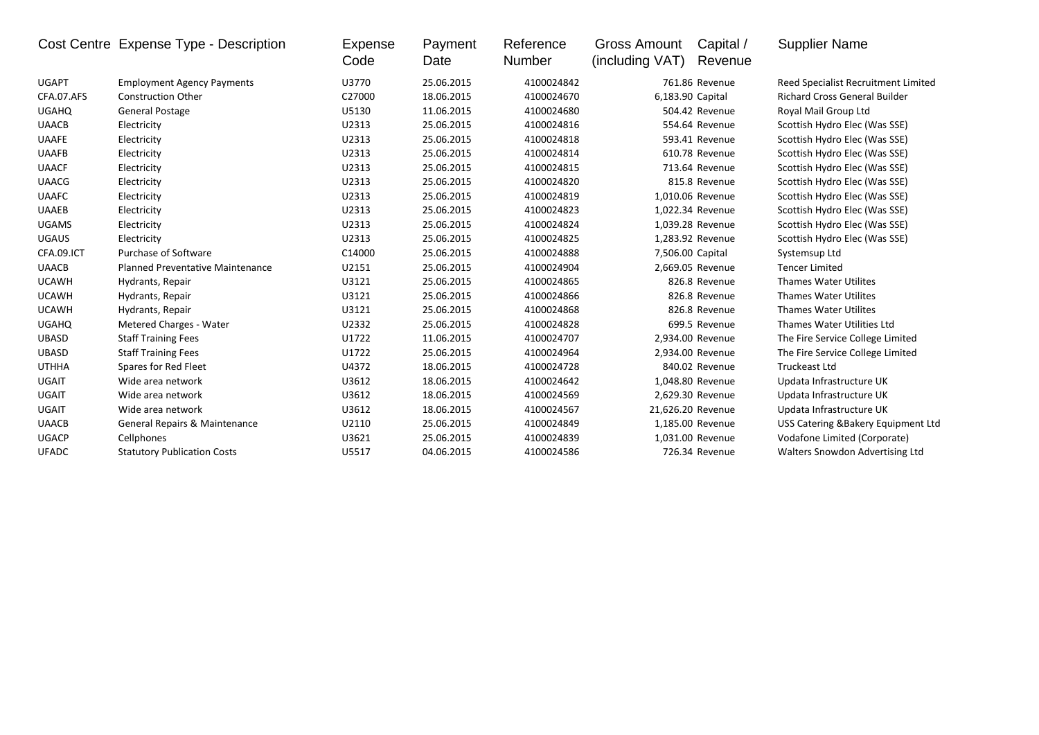| Cost Centre | Expense Type - Description | Expense Code | Payment Date | Reference Number | Gross Amount (including VAT) | Capital / Revenue | Supplier Name |
|---|---|---|---|---|---|---|---|
| UGAPT | Employment Agency Payments | U3770 | 25.06.2015 | 4100024842 | 761.86 | Revenue | Reed Specialist Recruitment Limited |
| CFA.07.AFS | Construction Other | C27000 | 18.06.2015 | 4100024670 | 6,183.90 | Capital | Richard Cross General Builder |
| UGAHQ | General Postage | U5130 | 11.06.2015 | 4100024680 | 504.42 | Revenue | Royal Mail Group Ltd |
| UAACB | Electricity | U2313 | 25.06.2015 | 4100024816 | 554.64 | Revenue | Scottish Hydro Elec (Was SSE) |
| UAAFE | Electricity | U2313 | 25.06.2015 | 4100024818 | 593.41 | Revenue | Scottish Hydro Elec (Was SSE) |
| UAAFB | Electricity | U2313 | 25.06.2015 | 4100024814 | 610.78 | Revenue | Scottish Hydro Elec (Was SSE) |
| UAACF | Electricity | U2313 | 25.06.2015 | 4100024815 | 713.64 | Revenue | Scottish Hydro Elec (Was SSE) |
| UAACG | Electricity | U2313 | 25.06.2015 | 4100024820 | 815.8 | Revenue | Scottish Hydro Elec (Was SSE) |
| UAAFC | Electricity | U2313 | 25.06.2015 | 4100024819 | 1,010.06 | Revenue | Scottish Hydro Elec (Was SSE) |
| UAAEB | Electricity | U2313 | 25.06.2015 | 4100024823 | 1,022.34 | Revenue | Scottish Hydro Elec (Was SSE) |
| UGAMS | Electricity | U2313 | 25.06.2015 | 4100024824 | 1,039.28 | Revenue | Scottish Hydro Elec (Was SSE) |
| UGAUS | Electricity | U2313 | 25.06.2015 | 4100024825 | 1,283.92 | Revenue | Scottish Hydro Elec (Was SSE) |
| CFA.09.ICT | Purchase of Software | C14000 | 25.06.2015 | 4100024888 | 7,506.00 | Capital | Systemsup Ltd |
| UAACB | Planned Preventative Maintenance | U2151 | 25.06.2015 | 4100024904 | 2,669.05 | Revenue | Tencer Limited |
| UCAWH | Hydrants, Repair | U3121 | 25.06.2015 | 4100024865 | 826.8 | Revenue | Thames Water Utilites |
| UCAWH | Hydrants, Repair | U3121 | 25.06.2015 | 4100024866 | 826.8 | Revenue | Thames Water Utilites |
| UCAWH | Hydrants, Repair | U3121 | 25.06.2015 | 4100024868 | 826.8 | Revenue | Thames Water Utilites |
| UGAHQ | Metered Charges - Water | U2332 | 25.06.2015 | 4100024828 | 699.5 | Revenue | Thames Water Utilities Ltd |
| UBASD | Staff Training Fees | U1722 | 11.06.2015 | 4100024707 | 2,934.00 | Revenue | The Fire Service College Limited |
| UBASD | Staff Training Fees | U1722 | 25.06.2015 | 4100024964 | 2,934.00 | Revenue | The Fire Service College Limited |
| UTHHA | Spares for Red Fleet | U4372 | 18.06.2015 | 4100024728 | 840.02 | Revenue | Truckeast Ltd |
| UGAIT | Wide area network | U3612 | 18.06.2015 | 4100024642 | 1,048.80 | Revenue | Updata Infrastructure UK |
| UGAIT | Wide area network | U3612 | 18.06.2015 | 4100024569 | 2,629.30 | Revenue | Updata Infrastructure UK |
| UGAIT | Wide area network | U3612 | 18.06.2015 | 4100024567 | 21,626.20 | Revenue | Updata Infrastructure UK |
| UAACB | General Repairs & Maintenance | U2110 | 25.06.2015 | 4100024849 | 1,185.00 | Revenue | USS Catering &Bakery Equipment Ltd |
| UGACP | Cellphones | U3621 | 25.06.2015 | 4100024839 | 1,031.00 | Revenue | Vodafone Limited (Corporate) |
| UFADC | Statutory Publication Costs | U5517 | 04.06.2015 | 4100024586 | 726.34 | Revenue | Walters Snowdon Advertising Ltd |